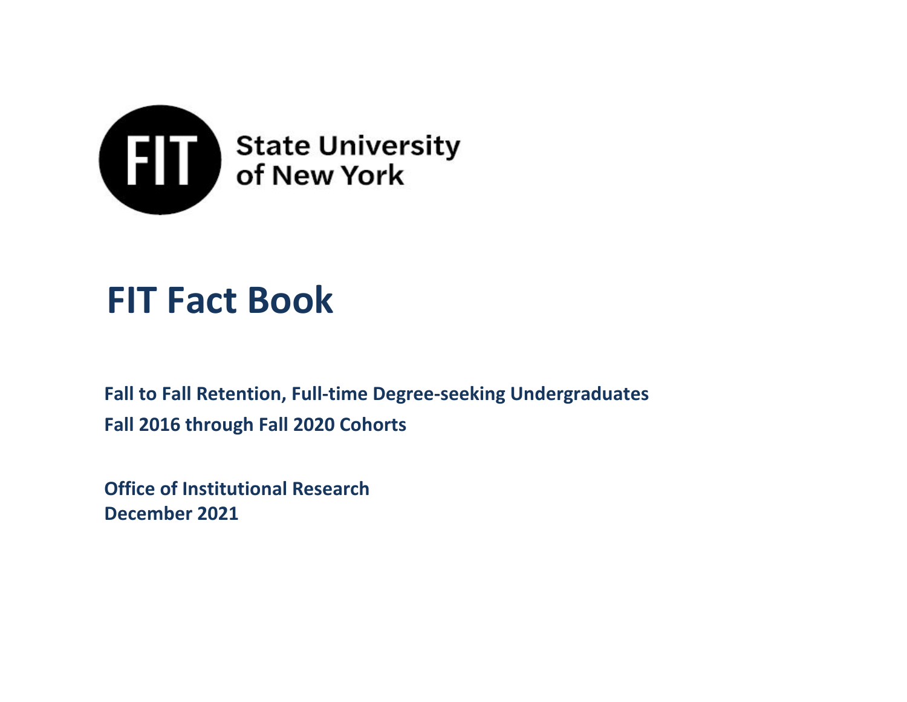FIT State University of New York

# FIT Fact Book

**Fall to Fall Retention, Full-time Degree-seeking Undergraduates**

**Fall 2016 through Fall 2020 Cohorts**

**Office of Institutional Research**
**December 2021**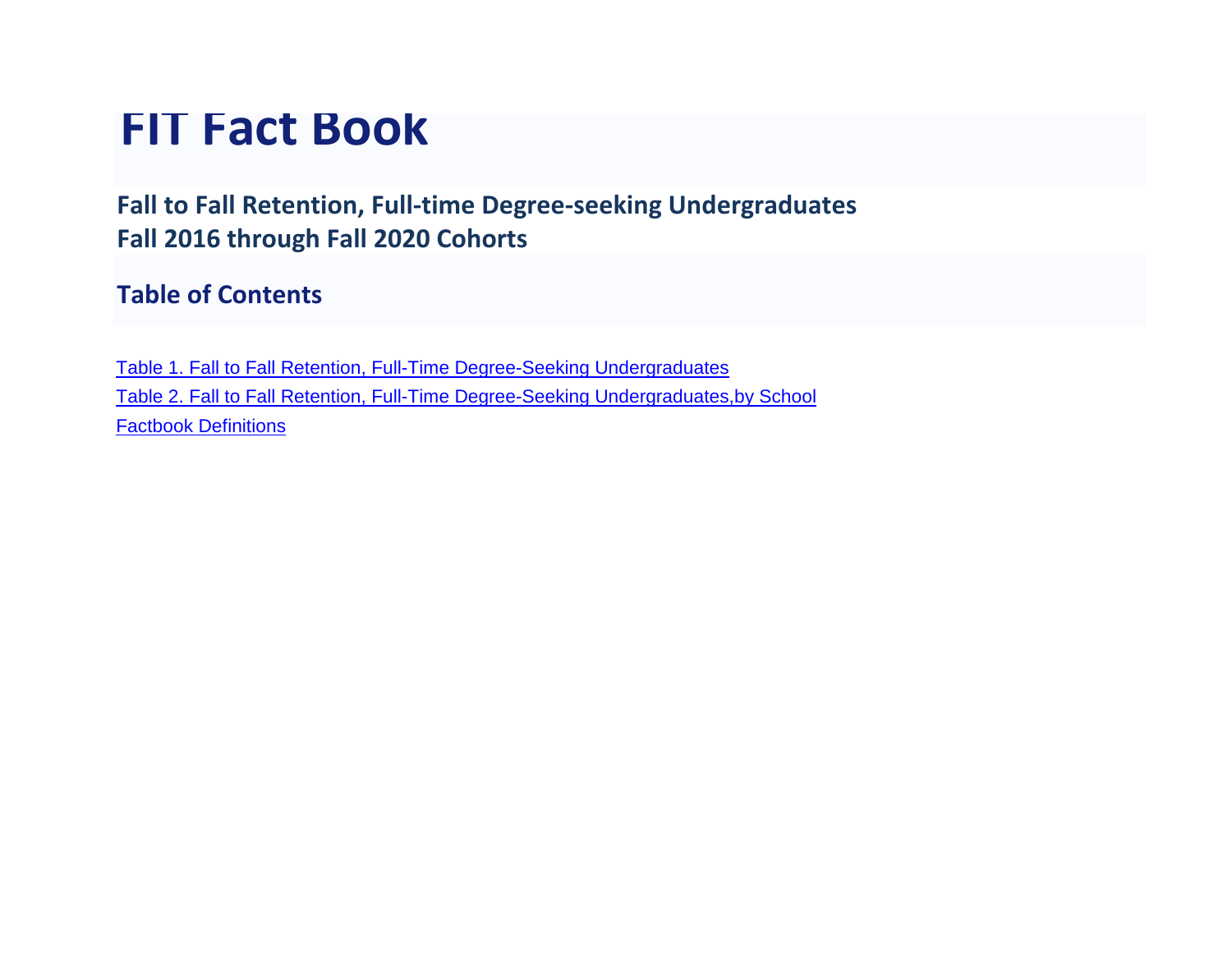# FIT Fact Book

## Fall to Fall Retention, Full-time Degree-seeking Undergraduates
## Fall 2016 through Fall 2020 Cohorts

## Table of Contents

Table 1. Fall to Fall Retention, Full-Time Degree-Seeking Undergraduates

Table 2. Fall to Fall Retention, Full-Time Degree-Seeking Undergraduates,by School

Factbook Definitions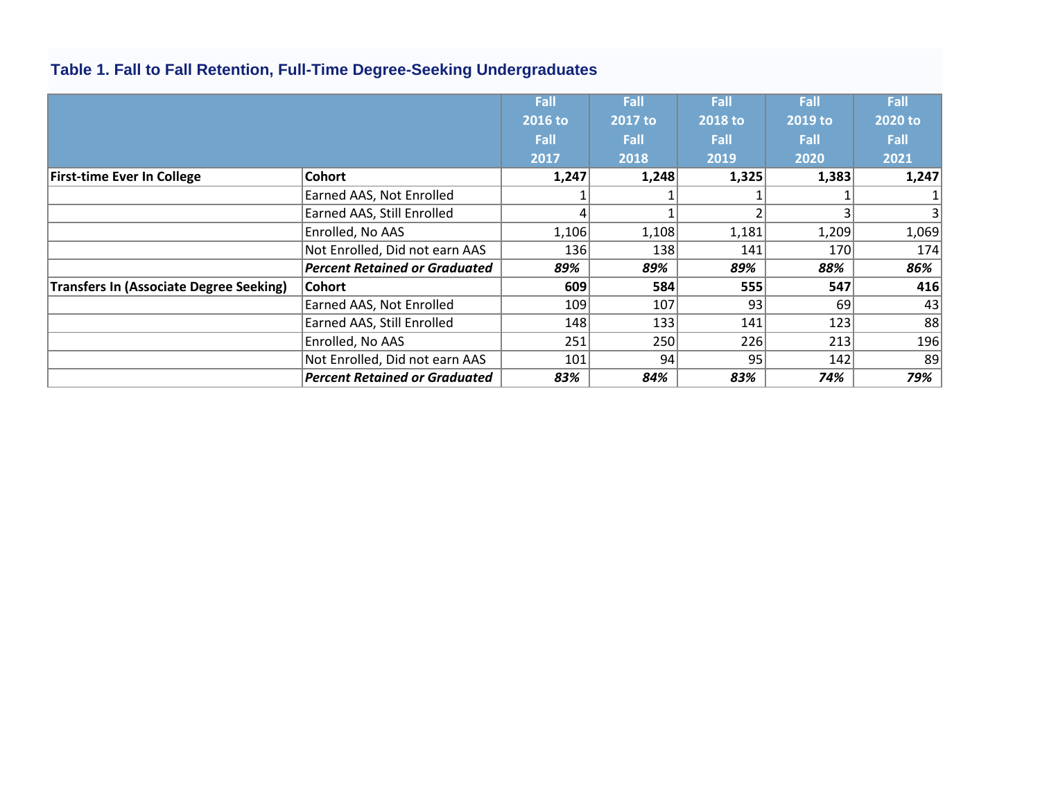### Table 1. Fall to Fall Retention, Full-Time Degree-Seeking Undergraduates

| | | Fall 2016 to Fall 2017 | Fall 2017 to Fall 2018 | Fall 2018 to Fall 2019 | Fall 2019 to Fall 2020 | Fall 2020 to Fall 2021 |
|---|---|---|---|---|---|---|
| **First-time Ever In College** | **Cohort** | **1,247** | **1,248** | **1,325** | **1,383** | **1,247** |
| | Earned AAS, Not Enrolled | 1 | 1 | 1 | 1 | 1 |
| | Earned AAS, Still Enrolled | 4 | 1 | 2 | 3 | 3 |
| | Enrolled, No AAS | 1,106 | 1,108 | 1,181 | 1,209 | 1,069 |
| | Not Enrolled, Did not earn AAS | 136 | 138 | 141 | 170 | 174 |
| | ***Percent Retained or Graduated*** | ***89%*** | ***89%*** | ***89%*** | ***88%*** | ***86%*** |
| **Transfers In (Associate Degree Seeking)** | **Cohort** | **609** | **584** | **555** | **547** | **416** |
| | Earned AAS, Not Enrolled | 109 | 107 | 93 | 69 | 43 |
| | Earned AAS, Still Enrolled | 148 | 133 | 141 | 123 | 88 |
| | Enrolled, No AAS | 251 | 250 | 226 | 213 | 196 |
| | Not Enrolled, Did not earn AAS | 101 | 94 | 95 | 142 | 89 |
| | ***Percent Retained or Graduated*** | ***83%*** | ***84%*** | ***83%*** | ***74%*** | ***79%*** |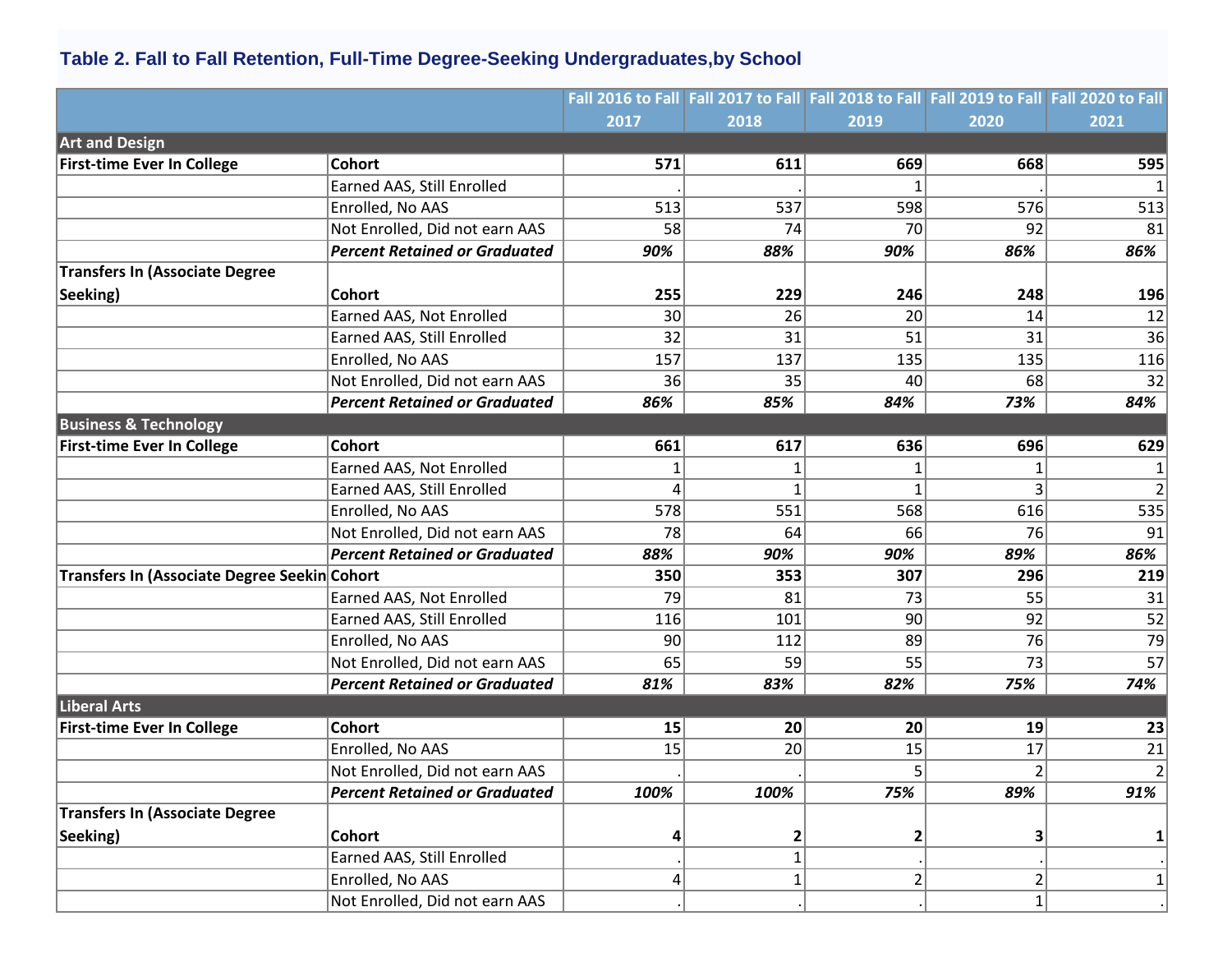### Table 2. Fall to Fall Retention, Full-Time Degree-Seeking Undergraduates,by School

| | | Fall 2016 to Fall 2017 | Fall 2017 to Fall 2018 | Fall 2018 to Fall 2019 | Fall 2019 to Fall 2020 | Fall 2020 to Fall 2021 |
|---|---|---|---|---|---|---|
| **Art and Design** | | | | | | |
| **First-time Ever In College** | **Cohort** | **571** | **611** | **669** | **668** | **595** |
| | Earned AAS, Still Enrolled | . | . | 1 | . | 1 |
| | Enrolled, No AAS | 513 | 537 | 598 | 576 | 513 |
| | Not Enrolled, Did not earn AAS | 58 | 74 | 70 | 92 | 81 |
| | ***Percent Retained or Graduated*** | ***90%*** | ***88%*** | ***90%*** | ***86%*** | ***86%*** |
| **Transfers In (Associate Degree Seeking)** | **Cohort** | **255** | **229** | **246** | **248** | **196** |
| | Earned AAS, Not Enrolled | 30 | 26 | 20 | 14 | 12 |
| | Earned AAS, Still Enrolled | 32 | 31 | 51 | 31 | 36 |
| | Enrolled, No AAS | 157 | 137 | 135 | 135 | 116 |
| | Not Enrolled, Did not earn AAS | 36 | 35 | 40 | 68 | 32 |
| | ***Percent Retained or Graduated*** | ***86%*** | ***85%*** | ***84%*** | ***73%*** | ***84%*** |
| **Business & Technology** | | | | | | |
| **First-time Ever In College** | **Cohort** | **661** | **617** | **636** | **696** | **629** |
| | Earned AAS, Not Enrolled | 1 | 1 | 1 | 1 | 1 |
| | Earned AAS, Still Enrolled | 4 | 1 | 1 | 3 | 2 |
| | Enrolled, No AAS | 578 | 551 | 568 | 616 | 535 |
| | Not Enrolled, Did not earn AAS | 78 | 64 | 66 | 76 | 91 |
| | ***Percent Retained or Graduated*** | ***88%*** | ***90%*** | ***90%*** | ***89%*** | ***86%*** |
| **Transfers In (Associate Degree Seekin** | **Cohort** | **350** | **353** | **307** | **296** | **219** |
| | Earned AAS, Not Enrolled | 79 | 81 | 73 | 55 | 31 |
| | Earned AAS, Still Enrolled | 116 | 101 | 90 | 92 | 52 |
| | Enrolled, No AAS | 90 | 112 | 89 | 76 | 79 |
| | Not Enrolled, Did not earn AAS | 65 | 59 | 55 | 73 | 57 |
| | ***Percent Retained or Graduated*** | ***81%*** | ***83%*** | ***82%*** | ***75%*** | ***74%*** |
| **Liberal Arts** | | | | | | |
| **First-time Ever In College** | **Cohort** | **15** | **20** | **20** | **19** | **23** |
| | Enrolled, No AAS | 15 | 20 | 15 | 17 | 21 |
| | Not Enrolled, Did not earn AAS | . | . | 5 | 2 | 2 |
| | ***Percent Retained or Graduated*** | ***100%*** | ***100%*** | ***75%*** | ***89%*** | ***91%*** |
| **Transfers In (Associate Degree Seeking)** | **Cohort** | **4** | **2** | **2** | **3** | **1** |
| | Earned AAS, Still Enrolled | . | 1 | . | . | . |
| | Enrolled, No AAS | 4 | 1 | 2 | 2 | 1 |
| | Not Enrolled, Did not earn AAS | . | . | . | 1 | . |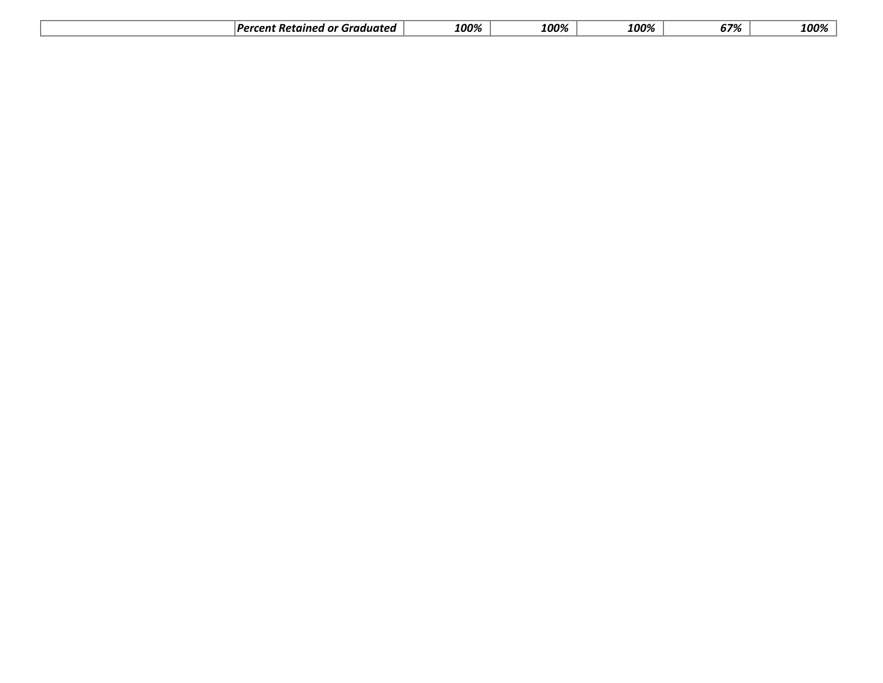| | | | | | | |
|---|---|---|---|---|---|---|
| | ***Percent Retained or Graduated*** | ***100%*** | ***100%*** | ***100%*** | ***67%*** | ***100%*** |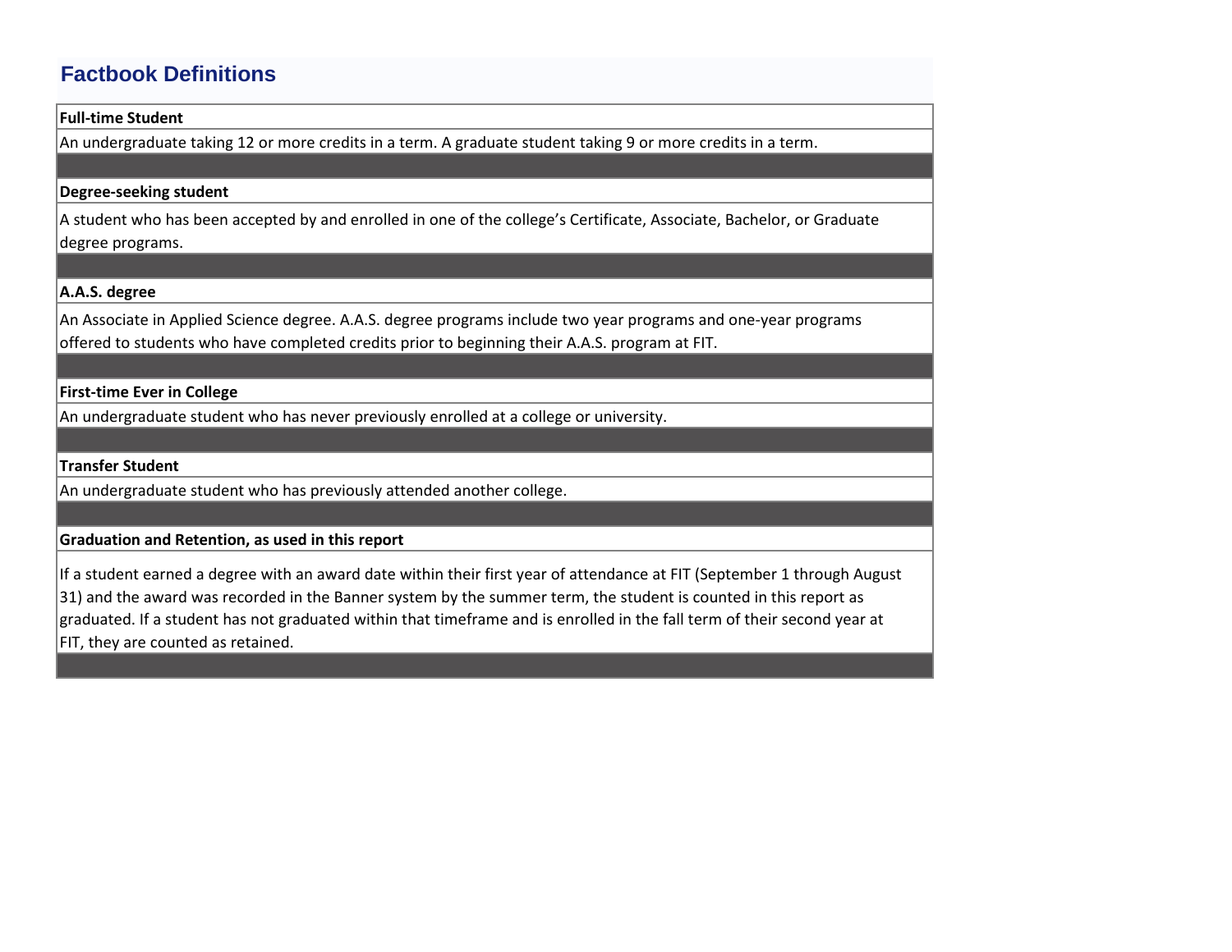## Factbook Definitions

**Full-time Student**

An undergraduate taking 12 or more credits in a term. A graduate student taking 9 or more credits in a term.

**Degree-seeking student**

A student who has been accepted by and enrolled in one of the college's Certificate, Associate, Bachelor, or Graduate degree programs.

**A.A.S. degree**

An Associate in Applied Science degree. A.A.S. degree programs include two year programs and one-year programs offered to students who have completed credits prior to beginning their A.A.S. program at FIT.

**First-time Ever in College**

An undergraduate student who has never previously enrolled at a college or university.

**Transfer Student**

An undergraduate student who has previously attended another college.

**Graduation and Retention, as used in this report**

If a student earned a degree with an award date within their first year of attendance at FIT (September 1 through August 31) and the award was recorded in the Banner system by the summer term, the student is counted in this report as graduated. If a student has not graduated within that timeframe and is enrolled in the fall term of their second year at FIT, they are counted as retained.